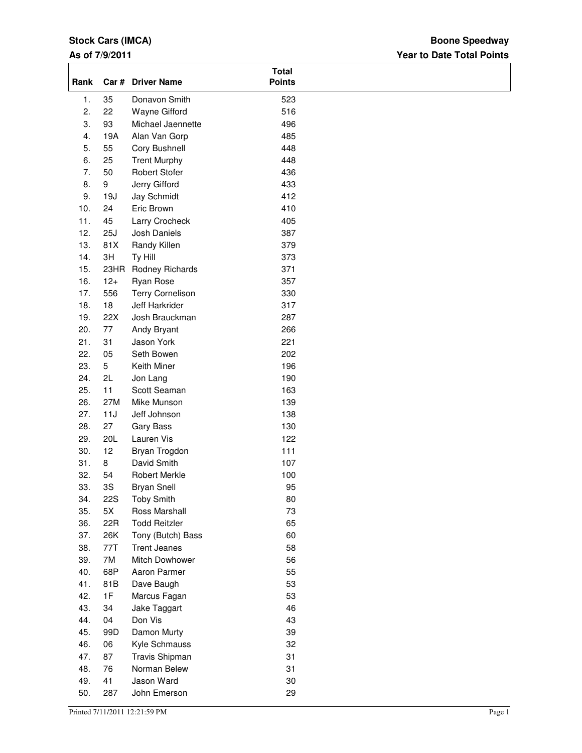**Stock Cars (IMCA)**
**As of 7/9/2011**

**Boone Speedway**
**Year to Date Total Points**

| Rank | Car # | Driver Name | Total Points |
|---|---|---|---|
| 1. | 35 | Donavon Smith | 523 |
| 2. | 22 | Wayne Gifford | 516 |
| 3. | 93 | Michael Jaennette | 496 |
| 4. | 19A | Alan Van Gorp | 485 |
| 5. | 55 | Cory Bushnell | 448 |
| 6. | 25 | Trent Murphy | 448 |
| 7. | 50 | Robert Stofer | 436 |
| 8. | 9 | Jerry Gifford | 433 |
| 9. | 19J | Jay Schmidt | 412 |
| 10. | 24 | Eric Brown | 410 |
| 11. | 45 | Larry Crocheck | 405 |
| 12. | 25J | Josh Daniels | 387 |
| 13. | 81X | Randy Killen | 379 |
| 14. | 3H | Ty Hill | 373 |
| 15. | 23HR | Rodney Richards | 371 |
| 16. | 12+ | Ryan Rose | 357 |
| 17. | 556 | Terry Cornelison | 330 |
| 18. | 18 | Jeff Harkrider | 317 |
| 19. | 22X | Josh Brauckman | 287 |
| 20. | 77 | Andy Bryant | 266 |
| 21. | 31 | Jason York | 221 |
| 22. | 05 | Seth Bowen | 202 |
| 23. | 5 | Keith Miner | 196 |
| 24. | 2L | Jon Lang | 190 |
| 25. | 11 | Scott Seaman | 163 |
| 26. | 27M | Mike Munson | 139 |
| 27. | 11J | Jeff Johnson | 138 |
| 28. | 27 | Gary Bass | 130 |
| 29. | 20L | Lauren Vis | 122 |
| 30. | 12 | Bryan Trogdon | 111 |
| 31. | 8 | David Smith | 107 |
| 32. | 54 | Robert Merkle | 100 |
| 33. | 3S | Bryan Snell | 95 |
| 34. | 22S | Toby Smith | 80 |
| 35. | 5X | Ross Marshall | 73 |
| 36. | 22R | Todd Reitzler | 65 |
| 37. | 26K | Tony (Butch) Bass | 60 |
| 38. | 77T | Trent Jeanes | 58 |
| 39. | 7M | Mitch Dowhower | 56 |
| 40. | 68P | Aaron Parmer | 55 |
| 41. | 81B | Dave Baugh | 53 |
| 42. | 1F | Marcus Fagan | 53 |
| 43. | 34 | Jake Taggart | 46 |
| 44. | 04 | Don Vis | 43 |
| 45. | 99D | Damon Murty | 39 |
| 46. | 06 | Kyle Schmauss | 32 |
| 47. | 87 | Travis Shipman | 31 |
| 48. | 76 | Norman Belew | 31 |
| 49. | 41 | Jason Ward | 30 |
| 50. | 287 | John Emerson | 29 |

Printed 7/11/2011 12:21:59 PM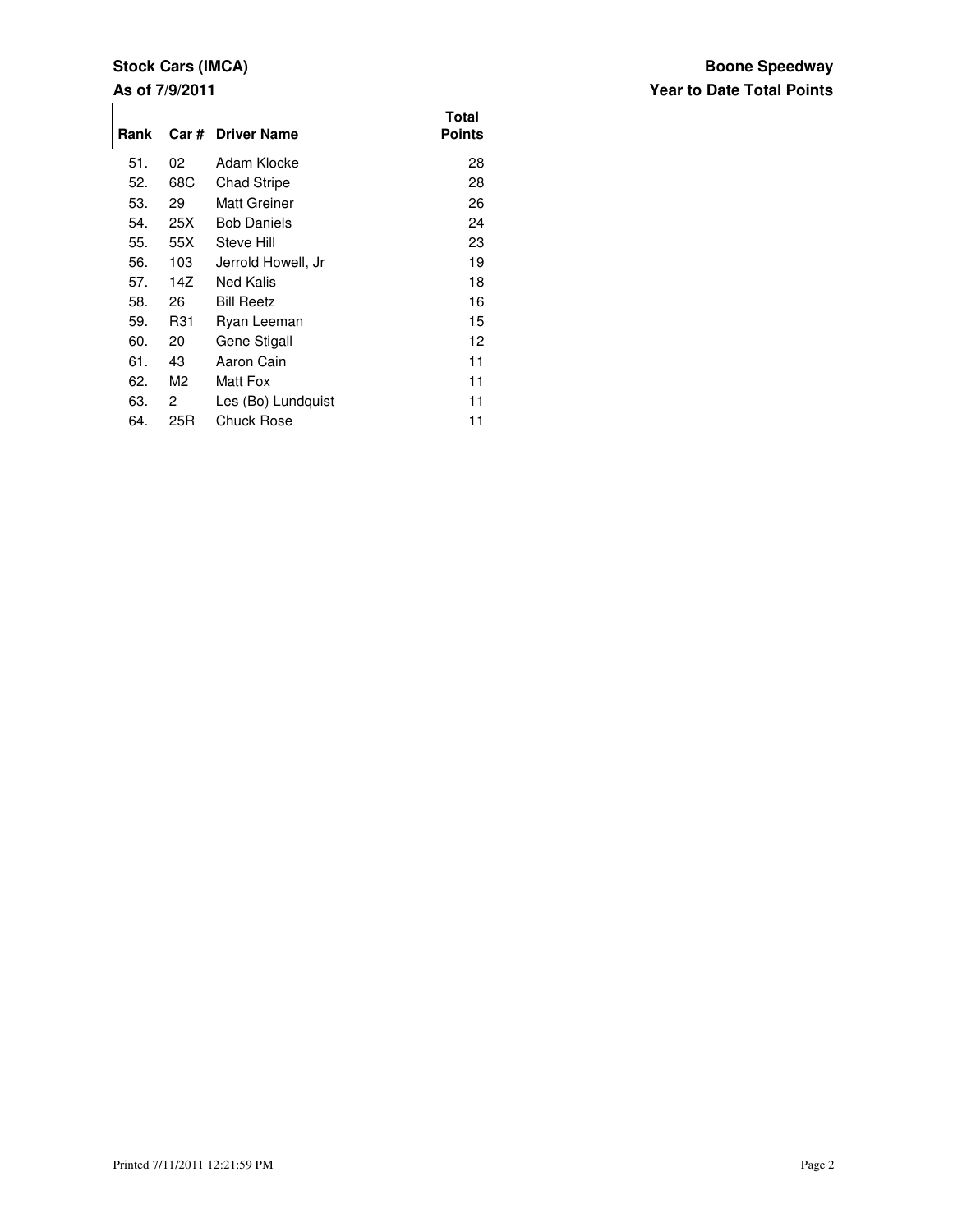**Stock Cars (IMCA)** | **Boone Speedway**

**As of 7/9/2011** | **Year to Date Total Points**

| Rank | Car # | Driver Name | Total Points |
|---|---|---|---|
| 51. | 02 | Adam Klocke | 28 |
| 52. | 68C | Chad Stripe | 28 |
| 53. | 29 | Matt Greiner | 26 |
| 54. | 25X | Bob Daniels | 24 |
| 55. | 55X | Steve Hill | 23 |
| 56. | 103 | Jerrold Howell, Jr | 19 |
| 57. | 14Z | Ned Kalis | 18 |
| 58. | 26 | Bill Reetz | 16 |
| 59. | R31 | Ryan Leeman | 15 |
| 60. | 20 | Gene Stigall | 12 |
| 61. | 43 | Aaron Cain | 11 |
| 62. | M2 | Matt Fox | 11 |
| 63. | 2 | Les (Bo) Lundquist | 11 |
| 64. | 25R | Chuck Rose | 11 |

Printed 7/11/2011 12:21:59 PM